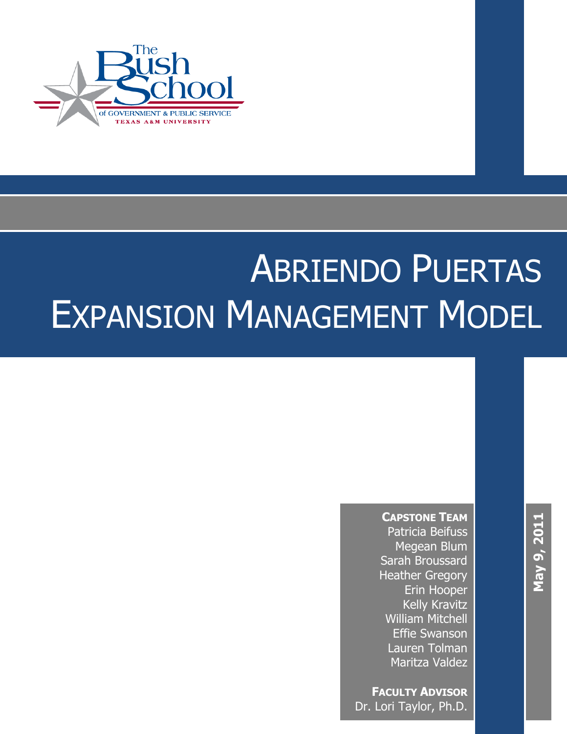The Bush School of Government & Public Service
Texas A&M University

# Abriendo Puertas Expansion Management Model

**Capstone Team**
Patricia Beifuss
Megean Blum
Sarah Broussard
Heather Gregory
Erin Hooper
Kelly Kravitz
William Mitchell
Effie Swanson
Lauren Tolman
Maritza Valdez

**Faculty Advisor**
Dr. Lori Taylor, Ph.D.

**May 9, 2011**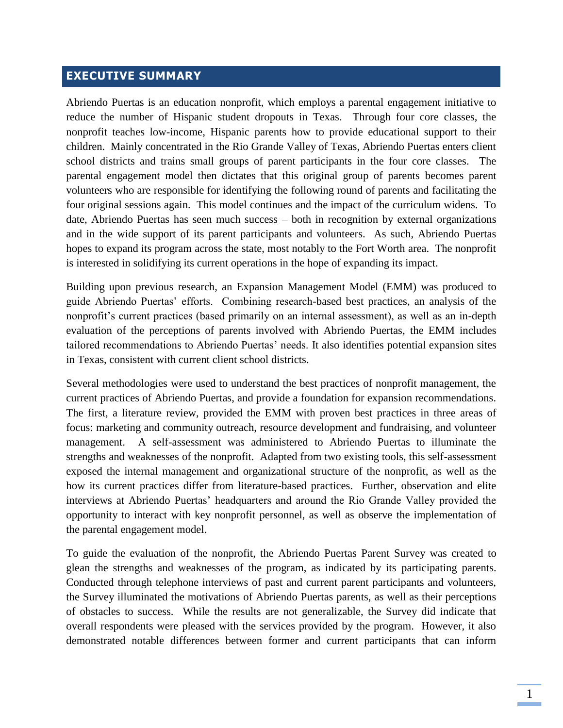## EXECUTIVE SUMMARY

Abriendo Puertas is an education nonprofit, which employs a parental engagement initiative to reduce the number of Hispanic student dropouts in Texas. Through four core classes, the nonprofit teaches low-income, Hispanic parents how to provide educational support to their children. Mainly concentrated in the Rio Grande Valley of Texas, Abriendo Puertas enters client school districts and trains small groups of parent participants in the four core classes. The parental engagement model then dictates that this original group of parents becomes parent volunteers who are responsible for identifying the following round of parents and facilitating the four original sessions again. This model continues and the impact of the curriculum widens. To date, Abriendo Puertas has seen much success – both in recognition by external organizations and in the wide support of its parent participants and volunteers. As such, Abriendo Puertas hopes to expand its program across the state, most notably to the Fort Worth area. The nonprofit is interested in solidifying its current operations in the hope of expanding its impact.

Building upon previous research, an Expansion Management Model (EMM) was produced to guide Abriendo Puertas' efforts. Combining research-based best practices, an analysis of the nonprofit's current practices (based primarily on an internal assessment), as well as an in-depth evaluation of the perceptions of parents involved with Abriendo Puertas, the EMM includes tailored recommendations to Abriendo Puertas' needs. It also identifies potential expansion sites in Texas, consistent with current client school districts.

Several methodologies were used to understand the best practices of nonprofit management, the current practices of Abriendo Puertas, and provide a foundation for expansion recommendations. The first, a literature review, provided the EMM with proven best practices in three areas of focus: marketing and community outreach, resource development and fundraising, and volunteer management. A self-assessment was administered to Abriendo Puertas to illuminate the strengths and weaknesses of the nonprofit. Adapted from two existing tools, this self-assessment exposed the internal management and organizational structure of the nonprofit, as well as the how its current practices differ from literature-based practices. Further, observation and elite interviews at Abriendo Puertas' headquarters and around the Rio Grande Valley provided the opportunity to interact with key nonprofit personnel, as well as observe the implementation of the parental engagement model.

To guide the evaluation of the nonprofit, the Abriendo Puertas Parent Survey was created to glean the strengths and weaknesses of the program, as indicated by its participating parents. Conducted through telephone interviews of past and current parent participants and volunteers, the Survey illuminated the motivations of Abriendo Puertas parents, as well as their perceptions of obstacles to success. While the results are not generalizable, the Survey did indicate that overall respondents were pleased with the services provided by the program. However, it also demonstrated notable differences between former and current participants that can inform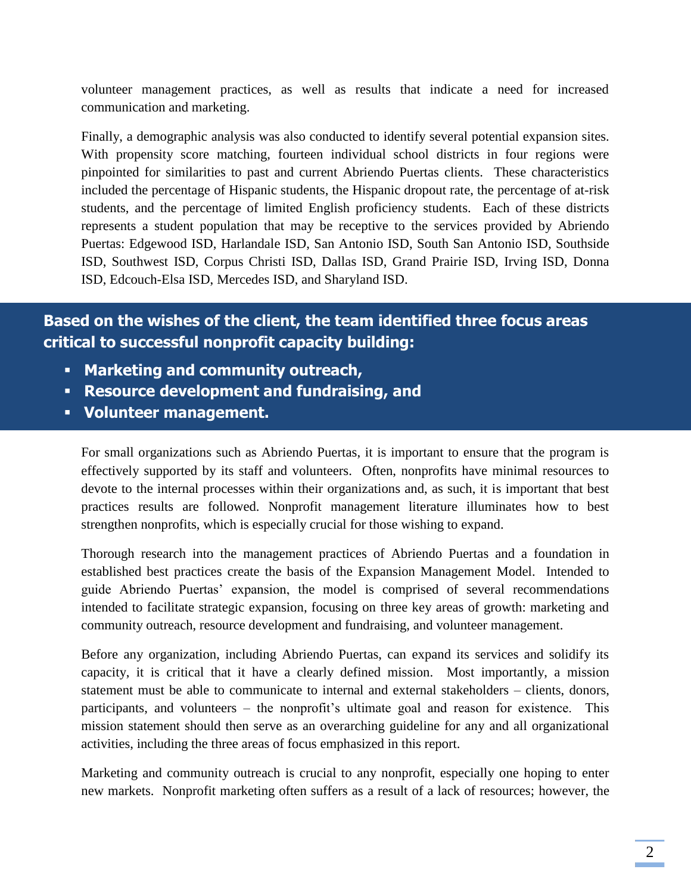volunteer management practices, as well as results that indicate a need for increased communication and marketing.

Finally, a demographic analysis was also conducted to identify several potential expansion sites. With propensity score matching, fourteen individual school districts in four regions were pinpointed for similarities to past and current Abriendo Puertas clients. These characteristics included the percentage of Hispanic students, the Hispanic dropout rate, the percentage of at-risk students, and the percentage of limited English proficiency students. Each of these districts represents a student population that may be receptive to the services provided by Abriendo Puertas: Edgewood ISD, Harlandale ISD, San Antonio ISD, South San Antonio ISD, Southside ISD, Southwest ISD, Corpus Christi ISD, Dallas ISD, Grand Prairie ISD, Irving ISD, Donna ISD, Edcouch-Elsa ISD, Mercedes ISD, and Sharyland ISD.

**Based on the wishes of the client, the team identified three focus areas critical to successful nonprofit capacity building:**

- **Marketing and community outreach,**
- **Resource development and fundraising, and**
- **Volunteer management.**

For small organizations such as Abriendo Puertas, it is important to ensure that the program is effectively supported by its staff and volunteers. Often, nonprofits have minimal resources to devote to the internal processes within their organizations and, as such, it is important that best practices results are followed. Nonprofit management literature illuminates how to best strengthen nonprofits, which is especially crucial for those wishing to expand.

Thorough research into the management practices of Abriendo Puertas and a foundation in established best practices create the basis of the Expansion Management Model. Intended to guide Abriendo Puertas' expansion, the model is comprised of several recommendations intended to facilitate strategic expansion, focusing on three key areas of growth: marketing and community outreach, resource development and fundraising, and volunteer management.

Before any organization, including Abriendo Puertas, can expand its services and solidify its capacity, it is critical that it have a clearly defined mission. Most importantly, a mission statement must be able to communicate to internal and external stakeholders – clients, donors, participants, and volunteers – the nonprofit's ultimate goal and reason for existence. This mission statement should then serve as an overarching guideline for any and all organizational activities, including the three areas of focus emphasized in this report.

Marketing and community outreach is crucial to any nonprofit, especially one hoping to enter new markets. Nonprofit marketing often suffers as a result of a lack of resources; however, the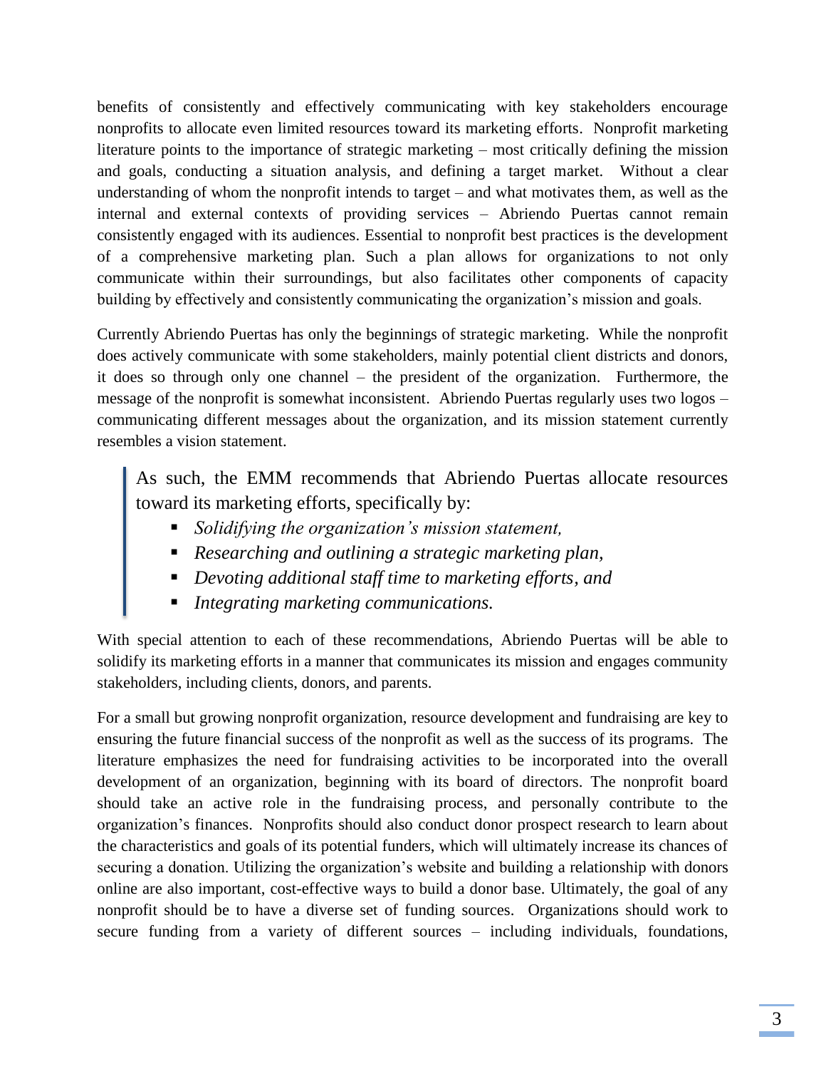benefits of consistently and effectively communicating with key stakeholders encourage nonprofits to allocate even limited resources toward its marketing efforts. Nonprofit marketing literature points to the importance of strategic marketing – most critically defining the mission and goals, conducting a situation analysis, and defining a target market. Without a clear understanding of whom the nonprofit intends to target – and what motivates them, as well as the internal and external contexts of providing services – Abriendo Puertas cannot remain consistently engaged with its audiences. Essential to nonprofit best practices is the development of a comprehensive marketing plan. Such a plan allows for organizations to not only communicate within their surroundings, but also facilitates other components of capacity building by effectively and consistently communicating the organization's mission and goals.

Currently Abriendo Puertas has only the beginnings of strategic marketing. While the nonprofit does actively communicate with some stakeholders, mainly potential client districts and donors, it does so through only one channel – the president of the organization. Furthermore, the message of the nonprofit is somewhat inconsistent. Abriendo Puertas regularly uses two logos – communicating different messages about the organization, and its mission statement currently resembles a vision statement.

> As such, the EMM recommends that Abriendo Puertas allocate resources toward its marketing efforts, specifically by:
>
> - *Solidifying the organization's mission statement,*
> - *Researching and outlining a strategic marketing plan,*
> - *Devoting additional staff time to marketing efforts, and*
> - *Integrating marketing communications.*

With special attention to each of these recommendations, Abriendo Puertas will be able to solidify its marketing efforts in a manner that communicates its mission and engages community stakeholders, including clients, donors, and parents.

For a small but growing nonprofit organization, resource development and fundraising are key to ensuring the future financial success of the nonprofit as well as the success of its programs. The literature emphasizes the need for fundraising activities to be incorporated into the overall development of an organization, beginning with its board of directors. The nonprofit board should take an active role in the fundraising process, and personally contribute to the organization's finances. Nonprofits should also conduct donor prospect research to learn about the characteristics and goals of its potential funders, which will ultimately increase its chances of securing a donation. Utilizing the organization's website and building a relationship with donors online are also important, cost-effective ways to build a donor base. Ultimately, the goal of any nonprofit should be to have a diverse set of funding sources. Organizations should work to secure funding from a variety of different sources – including individuals, foundations,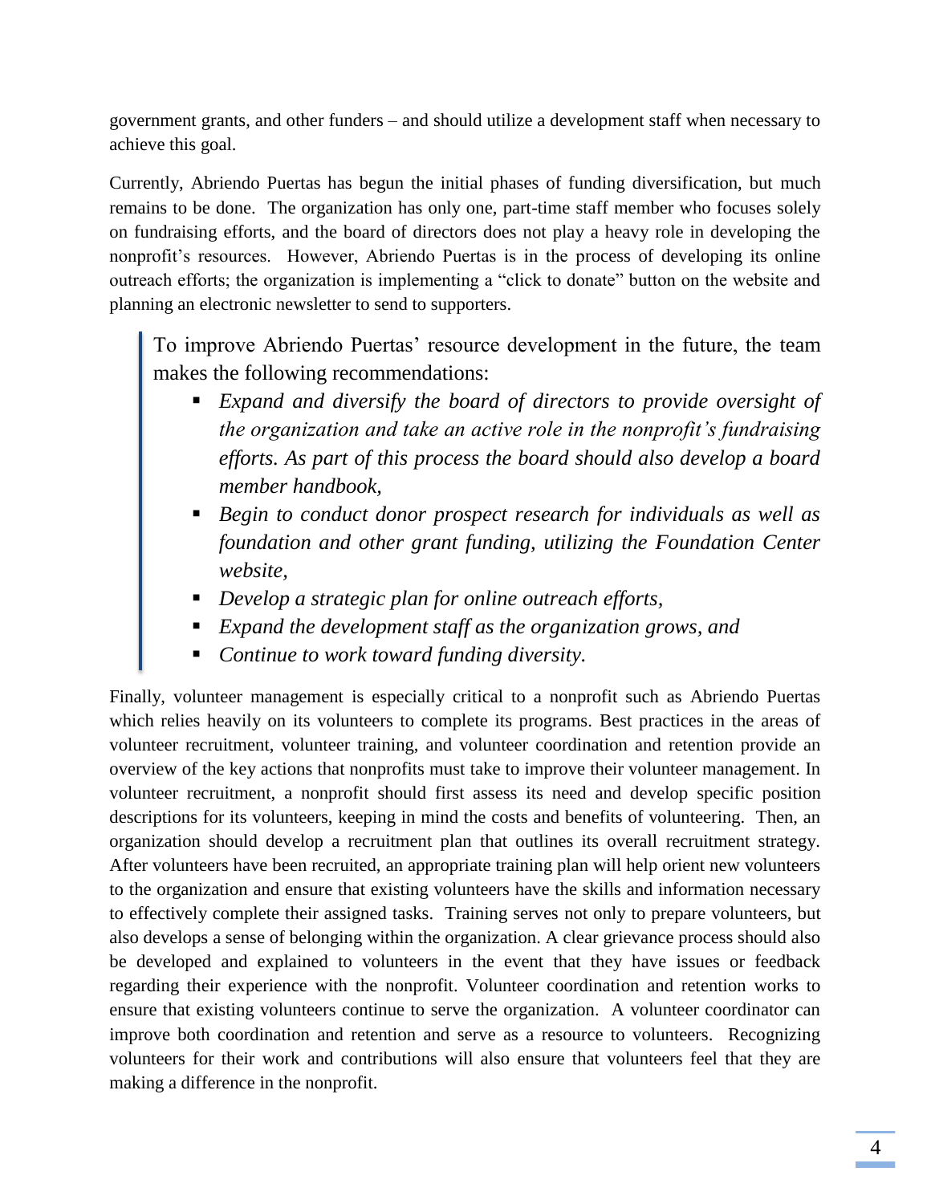government grants, and other funders – and should utilize a development staff when necessary to achieve this goal.

Currently, Abriendo Puertas has begun the initial phases of funding diversification, but much remains to be done. The organization has only one, part-time staff member who focuses solely on fundraising efforts, and the board of directors does not play a heavy role in developing the nonprofit's resources. However, Abriendo Puertas is in the process of developing its online outreach efforts; the organization is implementing a "click to donate" button on the website and planning an electronic newsletter to send to supporters.

> To improve Abriendo Puertas' resource development in the future, the team makes the following recommendations:
>
> - *Expand and diversify the board of directors to provide oversight of the organization and take an active role in the nonprofit's fundraising efforts. As part of this process the board should also develop a board member handbook,*
> - *Begin to conduct donor prospect research for individuals as well as foundation and other grant funding, utilizing the Foundation Center website,*
> - *Develop a strategic plan for online outreach efforts,*
> - *Expand the development staff as the organization grows, and*
> - *Continue to work toward funding diversity.*

Finally, volunteer management is especially critical to a nonprofit such as Abriendo Puertas which relies heavily on its volunteers to complete its programs. Best practices in the areas of volunteer recruitment, volunteer training, and volunteer coordination and retention provide an overview of the key actions that nonprofits must take to improve their volunteer management. In volunteer recruitment, a nonprofit should first assess its need and develop specific position descriptions for its volunteers, keeping in mind the costs and benefits of volunteering. Then, an organization should develop a recruitment plan that outlines its overall recruitment strategy. After volunteers have been recruited, an appropriate training plan will help orient new volunteers to the organization and ensure that existing volunteers have the skills and information necessary to effectively complete their assigned tasks. Training serves not only to prepare volunteers, but also develops a sense of belonging within the organization. A clear grievance process should also be developed and explained to volunteers in the event that they have issues or feedback regarding their experience with the nonprofit. Volunteer coordination and retention works to ensure that existing volunteers continue to serve the organization. A volunteer coordinator can improve both coordination and retention and serve as a resource to volunteers. Recognizing volunteers for their work and contributions will also ensure that volunteers feel that they are making a difference in the nonprofit.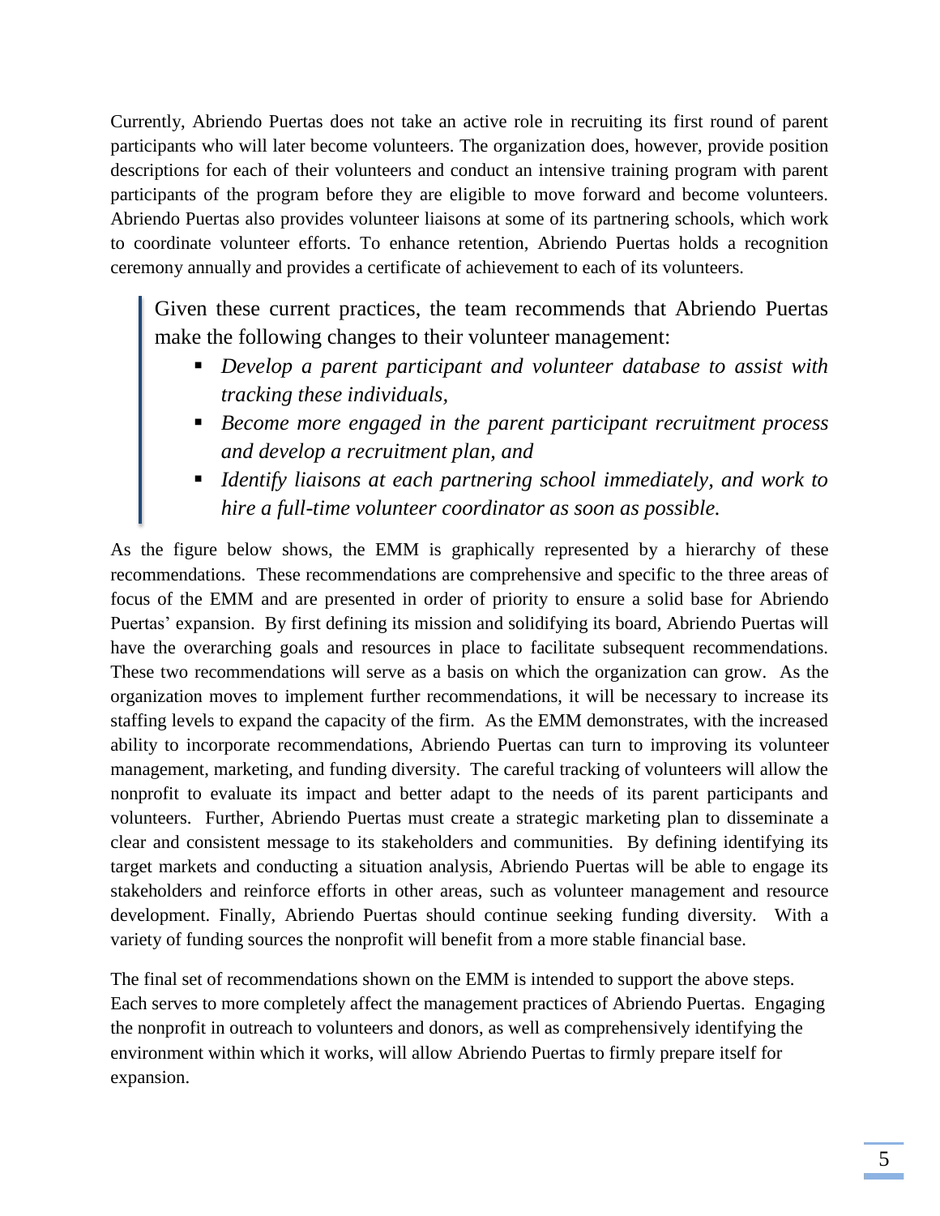Currently, Abriendo Puertas does not take an active role in recruiting its first round of parent participants who will later become volunteers. The organization does, however, provide position descriptions for each of their volunteers and conduct an intensive training program with parent participants of the program before they are eligible to move forward and become volunteers. Abriendo Puertas also provides volunteer liaisons at some of its partnering schools, which work to coordinate volunteer efforts. To enhance retention, Abriendo Puertas holds a recognition ceremony annually and provides a certificate of achievement to each of its volunteers.

> Given these current practices, the team recommends that Abriendo Puertas make the following changes to their volunteer management:
>
> - *Develop a parent participant and volunteer database to assist with tracking these individuals,*
> - *Become more engaged in the parent participant recruitment process and develop a recruitment plan, and*
> - *Identify liaisons at each partnering school immediately, and work to hire a full-time volunteer coordinator as soon as possible.*

As the figure below shows, the EMM is graphically represented by a hierarchy of these recommendations. These recommendations are comprehensive and specific to the three areas of focus of the EMM and are presented in order of priority to ensure a solid base for Abriendo Puertas' expansion. By first defining its mission and solidifying its board, Abriendo Puertas will have the overarching goals and resources in place to facilitate subsequent recommendations. These two recommendations will serve as a basis on which the organization can grow. As the organization moves to implement further recommendations, it will be necessary to increase its staffing levels to expand the capacity of the firm. As the EMM demonstrates, with the increased ability to incorporate recommendations, Abriendo Puertas can turn to improving its volunteer management, marketing, and funding diversity. The careful tracking of volunteers will allow the nonprofit to evaluate its impact and better adapt to the needs of its parent participants and volunteers. Further, Abriendo Puertas must create a strategic marketing plan to disseminate a clear and consistent message to its stakeholders and communities. By defining identifying its target markets and conducting a situation analysis, Abriendo Puertas will be able to engage its stakeholders and reinforce efforts in other areas, such as volunteer management and resource development. Finally, Abriendo Puertas should continue seeking funding diversity. With a variety of funding sources the nonprofit will benefit from a more stable financial base.

The final set of recommendations shown on the EMM is intended to support the above steps. Each serves to more completely affect the management practices of Abriendo Puertas. Engaging the nonprofit in outreach to volunteers and donors, as well as comprehensively identifying the environment within which it works, will allow Abriendo Puertas to firmly prepare itself for expansion.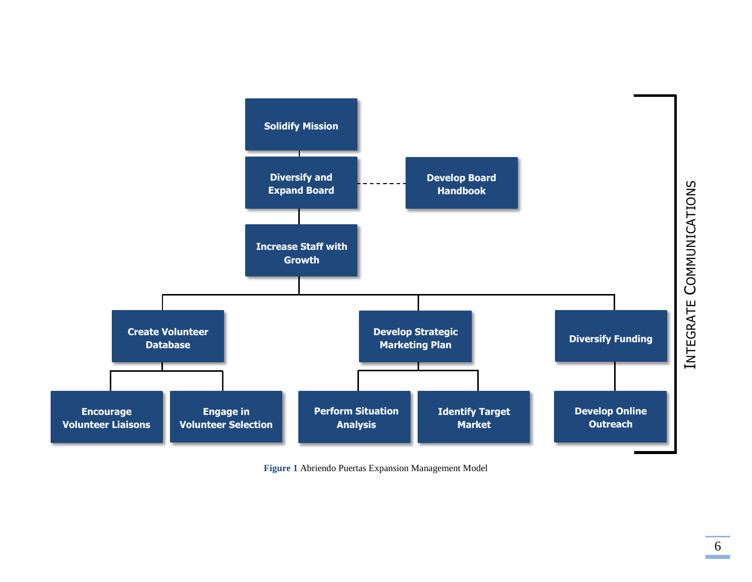Solidify Mission

Diversify and Expand Board

Develop Board Handbook

Increase Staff with Growth

Create Volunteer Database

Develop Strategic Marketing Plan

Diversify Funding

Encourage Volunteer Liaisons

Engage in Volunteer Selection

Perform Situation Analysis

Identify Target Market

Develop Online Outreach

INTEGRATE COMMUNICATIONS

**Figure 1** Abriendo Puertas Expansion Management Model